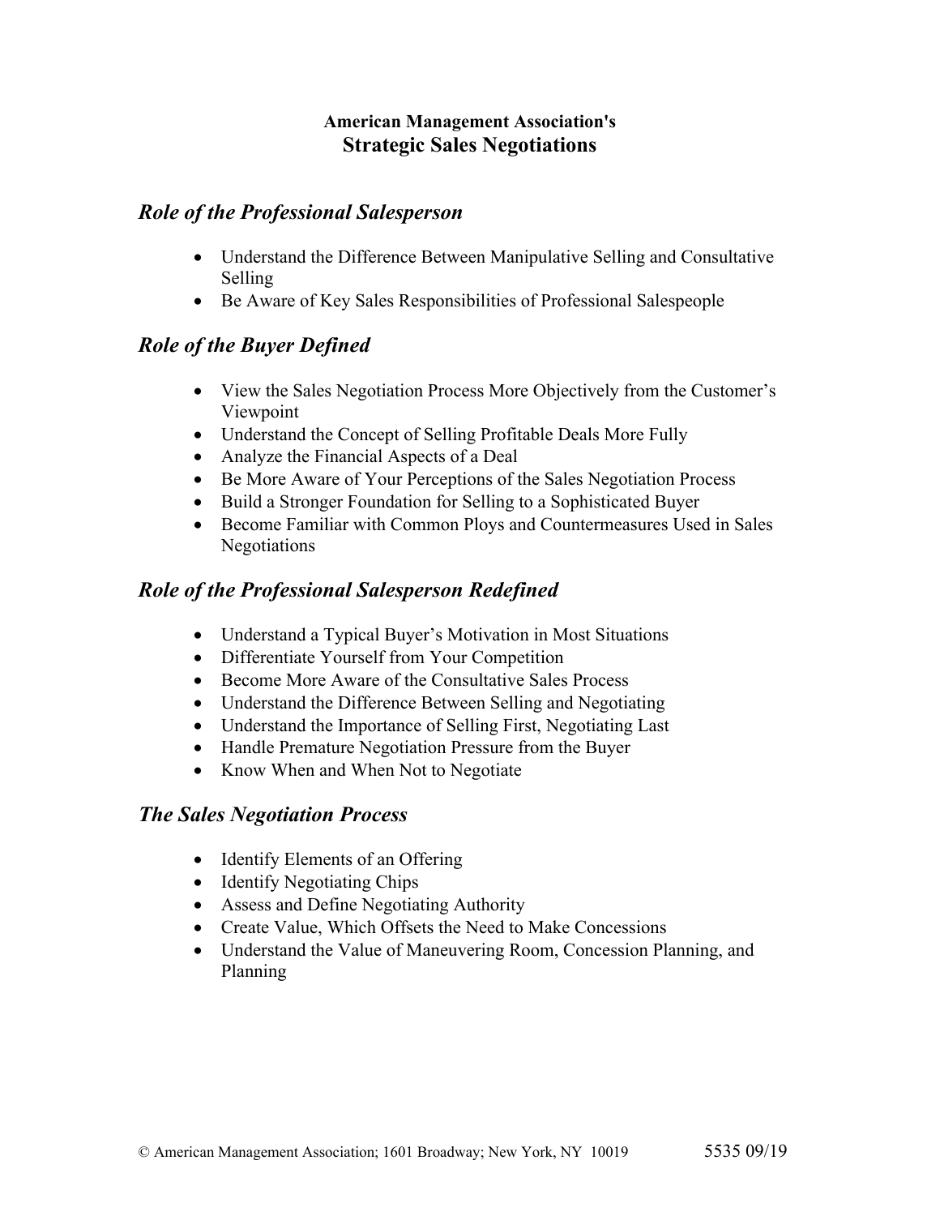**American Management Association's**
# Strategic Sales Negotiations

## *Role of the Professional Salesperson*

- Understand the Difference Between Manipulative Selling and Consultative Selling
- Be Aware of Key Sales Responsibilities of Professional Salespeople

## *Role of the Buyer Defined*

- View the Sales Negotiation Process More Objectively from the Customer's Viewpoint
- Understand the Concept of Selling Profitable Deals More Fully
- Analyze the Financial Aspects of a Deal
- Be More Aware of Your Perceptions of the Sales Negotiation Process
- Build a Stronger Foundation for Selling to a Sophisticated Buyer
- Become Familiar with Common Ploys and Countermeasures Used in Sales Negotiations

## *Role of the Professional Salesperson Redefined*

- Understand a Typical Buyer's Motivation in Most Situations
- Differentiate Yourself from Your Competition
- Become More Aware of the Consultative Sales Process
- Understand the Difference Between Selling and Negotiating
- Understand the Importance of Selling First, Negotiating Last
- Handle Premature Negotiation Pressure from the Buyer
- Know When and When Not to Negotiate

## *The Sales Negotiation Process*

- Identify Elements of an Offering
- Identify Negotiating Chips
- Assess and Define Negotiating Authority
- Create Value, Which Offsets the Need to Make Concessions
- Understand the Value of Maneuvering Room, Concession Planning, and Planning

© American Management Association; 1601 Broadway; New York, NY 10019 5535 09/19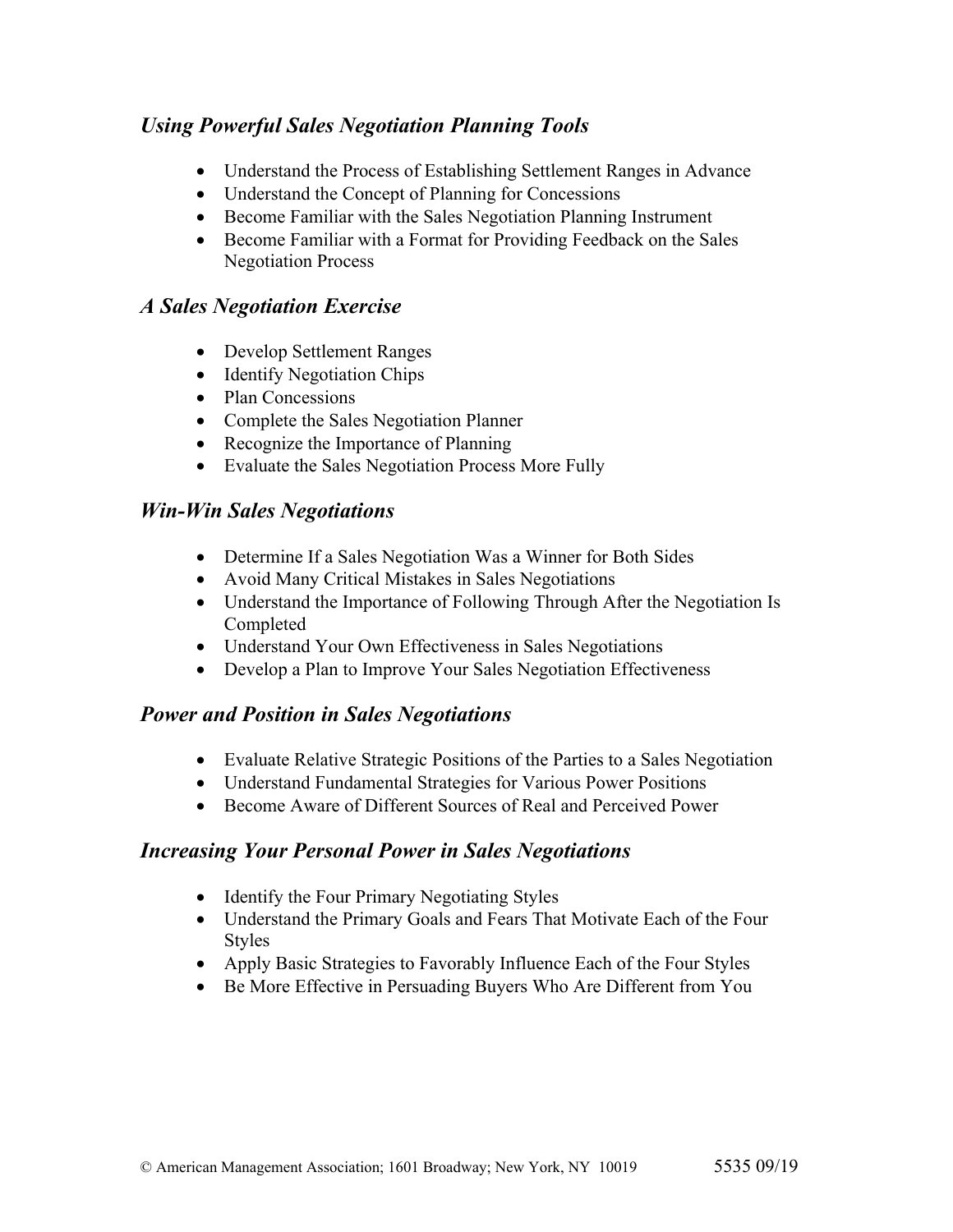### *Using Powerful Sales Negotiation Planning Tools*

- Understand the Process of Establishing Settlement Ranges in Advance
- Understand the Concept of Planning for Concessions
- Become Familiar with the Sales Negotiation Planning Instrument
- Become Familiar with a Format for Providing Feedback on the Sales Negotiation Process

### *A Sales Negotiation Exercise*

- Develop Settlement Ranges
- Identify Negotiation Chips
- Plan Concessions
- Complete the Sales Negotiation Planner
- Recognize the Importance of Planning
- Evaluate the Sales Negotiation Process More Fully

### *Win-Win Sales Negotiations*

- Determine If a Sales Negotiation Was a Winner for Both Sides
- Avoid Many Critical Mistakes in Sales Negotiations
- Understand the Importance of Following Through After the Negotiation Is Completed
- Understand Your Own Effectiveness in Sales Negotiations
- Develop a Plan to Improve Your Sales Negotiation Effectiveness

### *Power and Position in Sales Negotiations*

- Evaluate Relative Strategic Positions of the Parties to a Sales Negotiation
- Understand Fundamental Strategies for Various Power Positions
- Become Aware of Different Sources of Real and Perceived Power

### *Increasing Your Personal Power in Sales Negotiations*

- Identify the Four Primary Negotiating Styles
- Understand the Primary Goals and Fears That Motivate Each of the Four Styles
- Apply Basic Strategies to Favorably Influence Each of the Four Styles
- Be More Effective in Persuading Buyers Who Are Different from You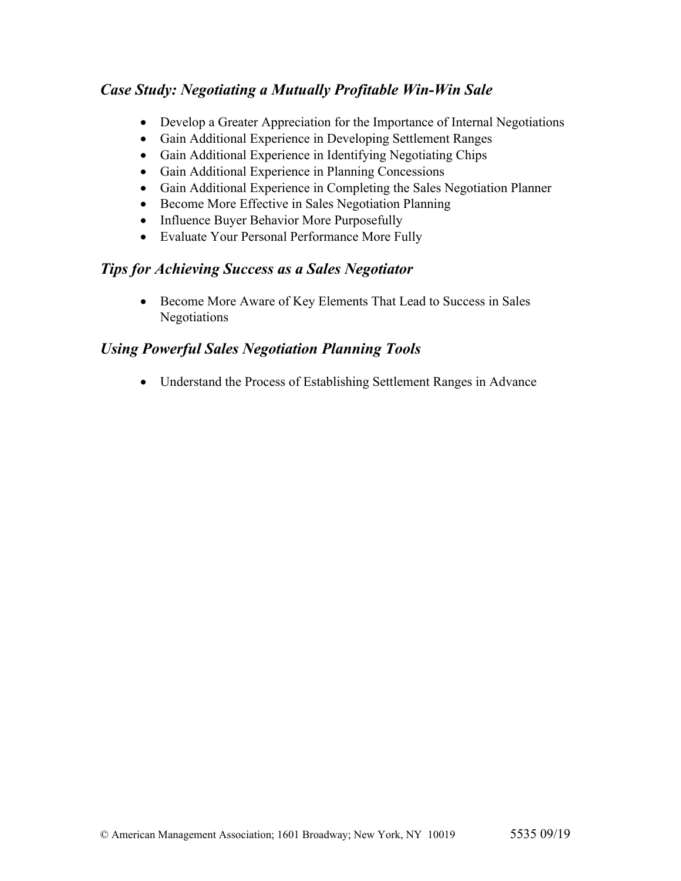### *Case Study: Negotiating a Mutually Profitable Win-Win Sale*

- Develop a Greater Appreciation for the Importance of Internal Negotiations
- Gain Additional Experience in Developing Settlement Ranges
- Gain Additional Experience in Identifying Negotiating Chips
- Gain Additional Experience in Planning Concessions
- Gain Additional Experience in Completing the Sales Negotiation Planner
- Become More Effective in Sales Negotiation Planning
- Influence Buyer Behavior More Purposefully
- Evaluate Your Personal Performance More Fully

### *Tips for Achieving Success as a Sales Negotiator*

- Become More Aware of Key Elements That Lead to Success in Sales Negotiations

### *Using Powerful Sales Negotiation Planning Tools*

- Understand the Process of Establishing Settlement Ranges in Advance

© American Management Association; 1601 Broadway; New York, NY 10019 5535 09/19